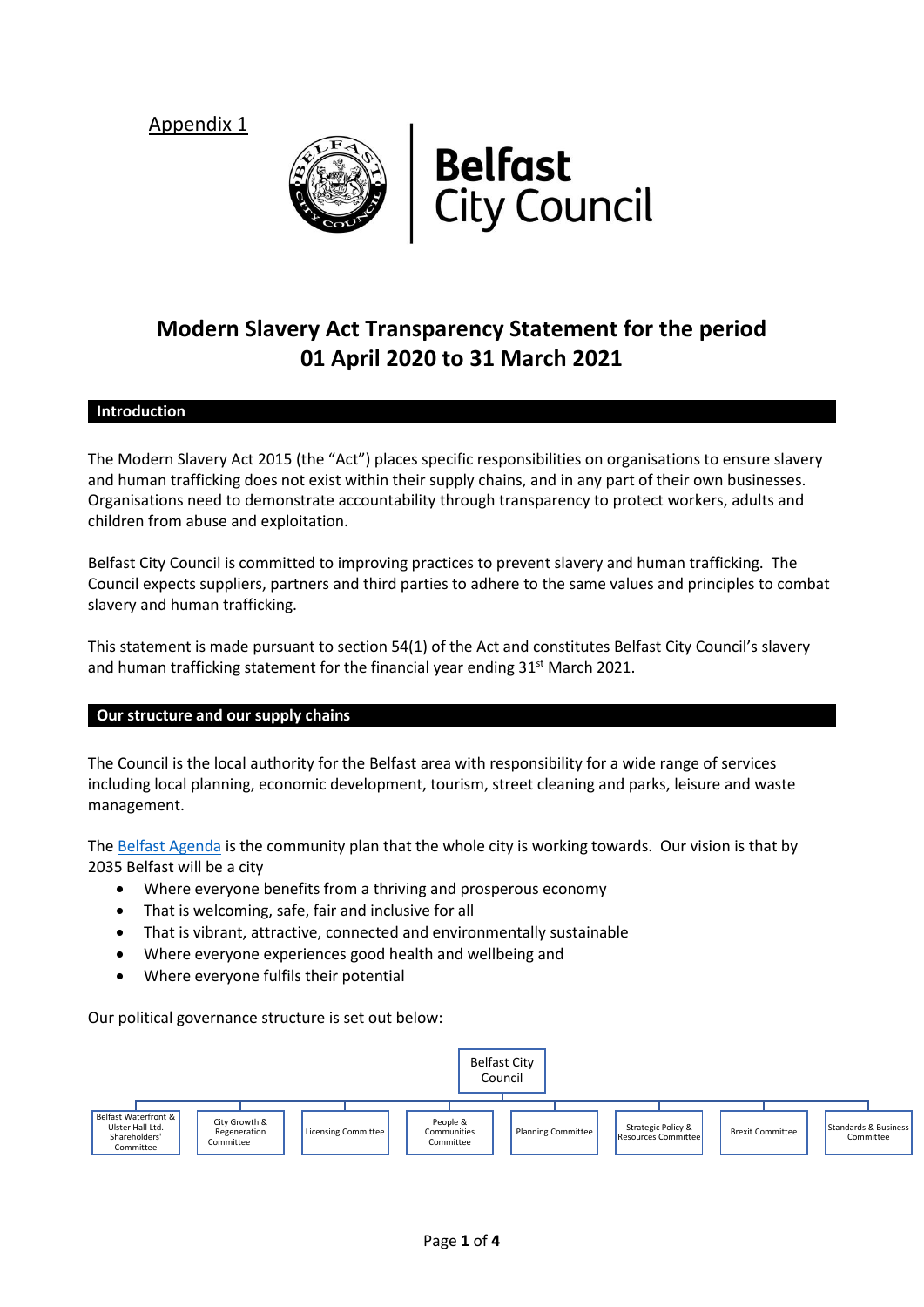Appendix 1

Belfast City Council

# Modern Slavery Act Transparency Statement for the period 01 April 2020 to 31 March 2021

## Introduction

The Modern Slavery Act 2015 (the "Act") places specific responsibilities on organisations to ensure slavery and human trafficking does not exist within their supply chains, and in any part of their own businesses. Organisations need to demonstrate accountability through transparency to protect workers, adults and children from abuse and exploitation.

Belfast City Council is committed to improving practices to prevent slavery and human trafficking. The Council expects suppliers, partners and third parties to adhere to the same values and principles to combat slavery and human trafficking.

This statement is made pursuant to section 54(1) of the Act and constitutes Belfast City Council's slavery and human trafficking statement for the financial year ending 31st March 2021.

## Our structure and our supply chains

The Council is the local authority for the Belfast area with responsibility for a wide range of services including local planning, economic development, tourism, street cleaning and parks, leisure and waste management.

The Belfast Agenda is the community plan that the whole city is working towards. Our vision is that by 2035 Belfast will be a city

- Where everyone benefits from a thriving and prosperous economy
- That is welcoming, safe, fair and inclusive for all
- That is vibrant, attractive, connected and environmentally sustainable
- Where everyone experiences good health and wellbeing and
- Where everyone fulfils their potential

Our political governance structure is set out below:

- Belfast City Council
  - Belfast Waterfront & Ulster Hall Ltd. Shareholders' Committee
  - City Growth & Regeneration Committee
  - Licensing Committee
  - People & Communities Committee
  - Planning Committee
  - Strategic Policy & Resources Committee
  - Brexit Committee
  - Standards & Business Committee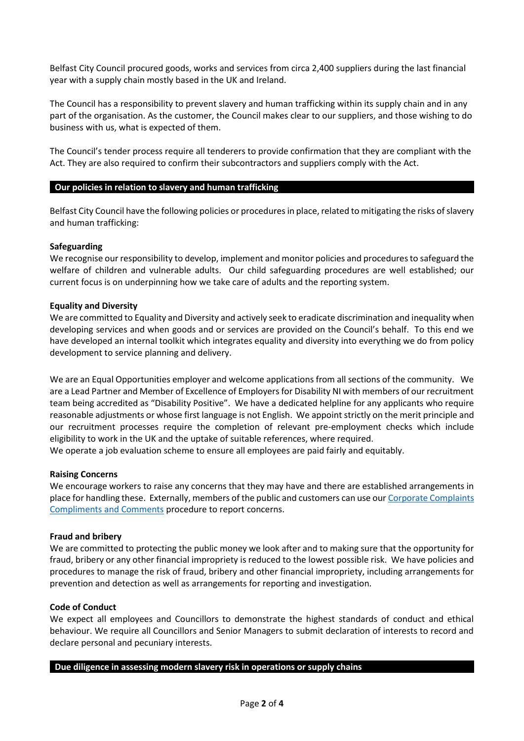Belfast City Council procured goods, works and services from circa 2,400 suppliers during the last financial year with a supply chain mostly based in the UK and Ireland.

The Council has a responsibility to prevent slavery and human trafficking within its supply chain and in any part of the organisation. As the customer, the Council makes clear to our suppliers, and those wishing to do business with us, what is expected of them.

The Council's tender process require all tenderers to provide confirmation that they are compliant with the Act. They are also required to confirm their subcontractors and suppliers comply with the Act.

## Our policies in relation to slavery and human trafficking

Belfast City Council have the following policies or procedures in place, related to mitigating the risks of slavery and human trafficking:

**Safeguarding**
We recognise our responsibility to develop, implement and monitor policies and procedures to safeguard the welfare of children and vulnerable adults. Our child safeguarding procedures are well established; our current focus is on underpinning how we take care of adults and the reporting system.

**Equality and Diversity**
We are committed to Equality and Diversity and actively seek to eradicate discrimination and inequality when developing services and when goods and or services are provided on the Council's behalf. To this end we have developed an internal toolkit which integrates equality and diversity into everything we do from policy development to service planning and delivery.

We are an Equal Opportunities employer and welcome applications from all sections of the community. We are a Lead Partner and Member of Excellence of Employers for Disability NI with members of our recruitment team being accredited as "Disability Positive". We have a dedicated helpline for any applicants who require reasonable adjustments or whose first language is not English. We appoint strictly on the merit principle and our recruitment processes require the completion of relevant pre-employment checks which include eligibility to work in the UK and the uptake of suitable references, where required.
We operate a job evaluation scheme to ensure all employees are paid fairly and equitably.

**Raising Concerns**
We encourage workers to raise any concerns that they may have and there are established arrangements in place for handling these. Externally, members of the public and customers can use our Corporate Complaints Compliments and Comments procedure to report concerns.

**Fraud and bribery**
We are committed to protecting the public money we look after and to making sure that the opportunity for fraud, bribery or any other financial impropriety is reduced to the lowest possible risk. We have policies and procedures to manage the risk of fraud, bribery and other financial impropriety, including arrangements for prevention and detection as well as arrangements for reporting and investigation.

**Code of Conduct**
We expect all employees and Councillors to demonstrate the highest standards of conduct and ethical behaviour. We require all Councillors and Senior Managers to submit declaration of interests to record and declare personal and pecuniary interests.

## Due diligence in assessing modern slavery risk in operations or supply chains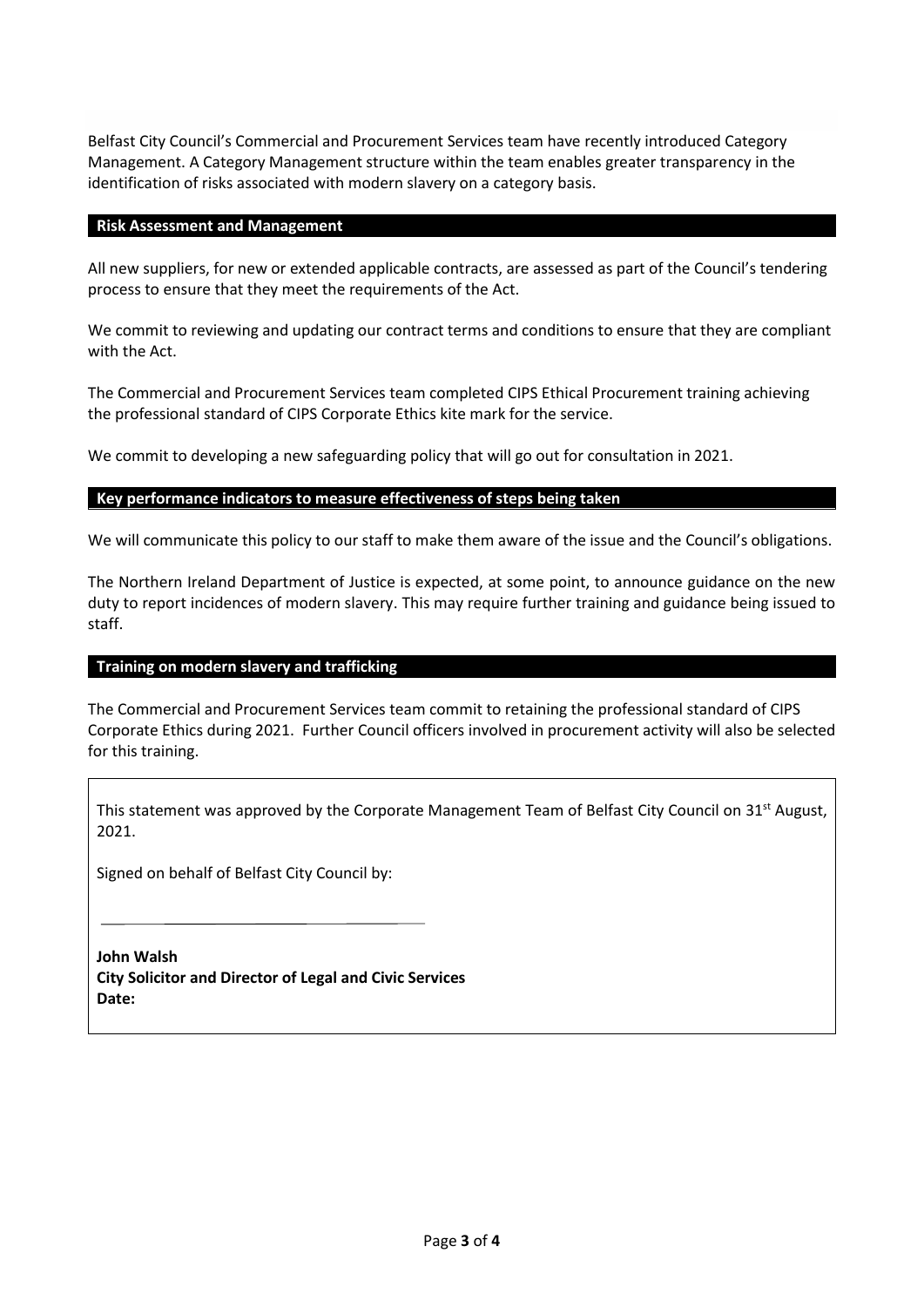Belfast City Council's Commercial and Procurement Services team have recently introduced Category Management. A Category Management structure within the team enables greater transparency in the identification of risks associated with modern slavery on a category basis.

## Risk Assessment and Management

All new suppliers, for new or extended applicable contracts, are assessed as part of the Council's tendering process to ensure that they meet the requirements of the Act.

We commit to reviewing and updating our contract terms and conditions to ensure that they are compliant with the Act.

The Commercial and Procurement Services team completed CIPS Ethical Procurement training achieving the professional standard of CIPS Corporate Ethics kite mark for the service.

We commit to developing a new safeguarding policy that will go out for consultation in 2021.

## Key performance indicators to measure effectiveness of steps being taken

We will communicate this policy to our staff to make them aware of the issue and the Council's obligations.

The Northern Ireland Department of Justice is expected, at some point, to announce guidance on the new duty to report incidences of modern slavery. This may require further training and guidance being issued to staff.

## Training on modern slavery and trafficking

The Commercial and Procurement Services team commit to retaining the professional standard of CIPS Corporate Ethics during 2021. Further Council officers involved in procurement activity will also be selected for this training.

This statement was approved by the Corporate Management Team of Belfast City Council on 31st August, 2021.

Signed on behalf of Belfast City Council by:

\_\_\_\_\_\_\_\_\_\_\_\_\_\_\_\_\_\_\_\_\_\_\_\_\_\_\_\_\_\_\_\_\_\_\_\_

**John Walsh**
**City Solicitor and Director of Legal and Civic Services**
**Date:**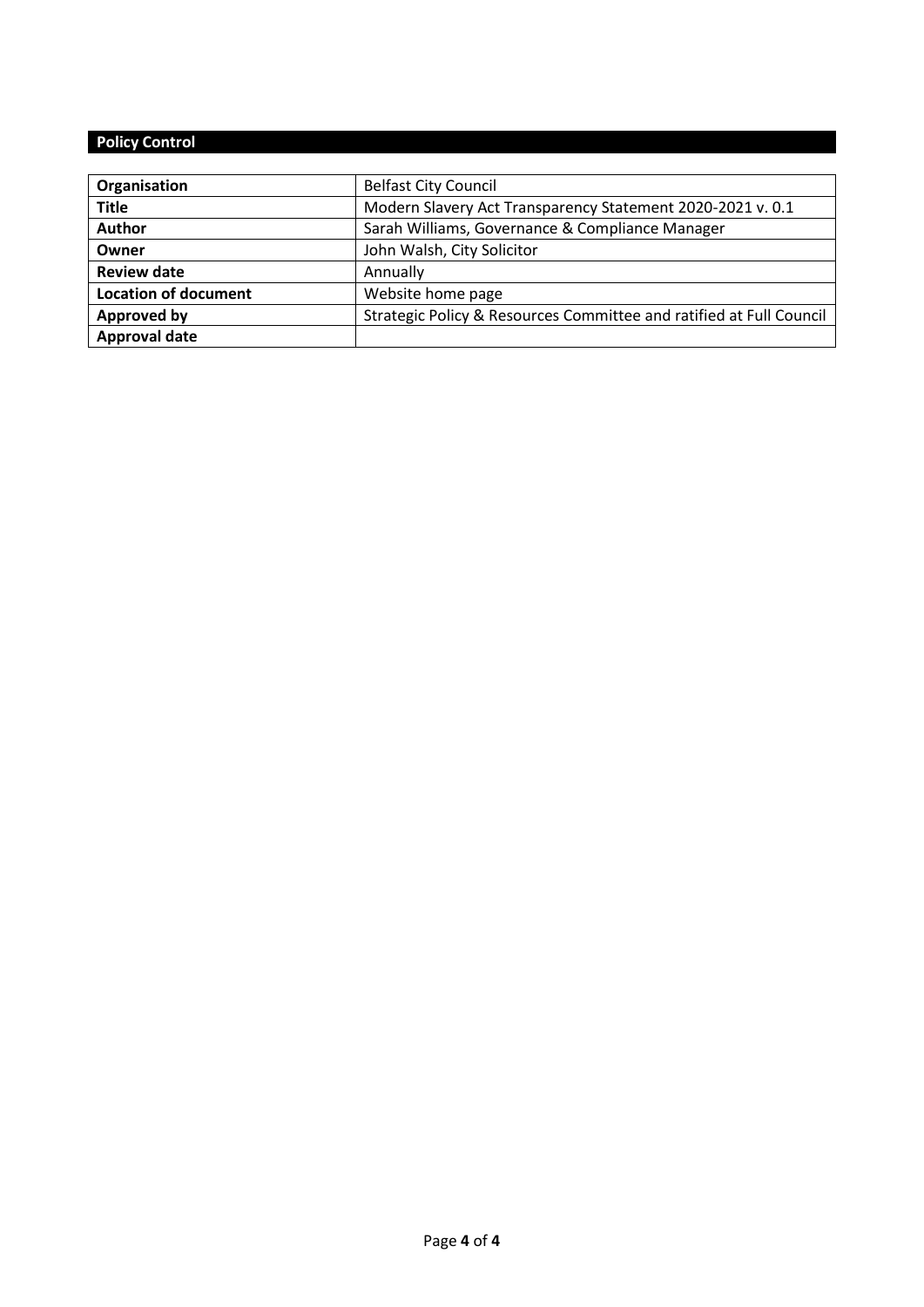## Policy Control

| | |
|---|---|
| **Organisation** | Belfast City Council |
| **Title** | Modern Slavery Act Transparency Statement 2020-2021 v. 0.1 |
| **Author** | Sarah Williams, Governance & Compliance Manager |
| **Owner** | John Walsh, City Solicitor |
| **Review date** | Annually |
| **Location of document** | Website home page |
| **Approved by** | Strategic Policy & Resources Committee and ratified at Full Council |
| **Approval date** | |